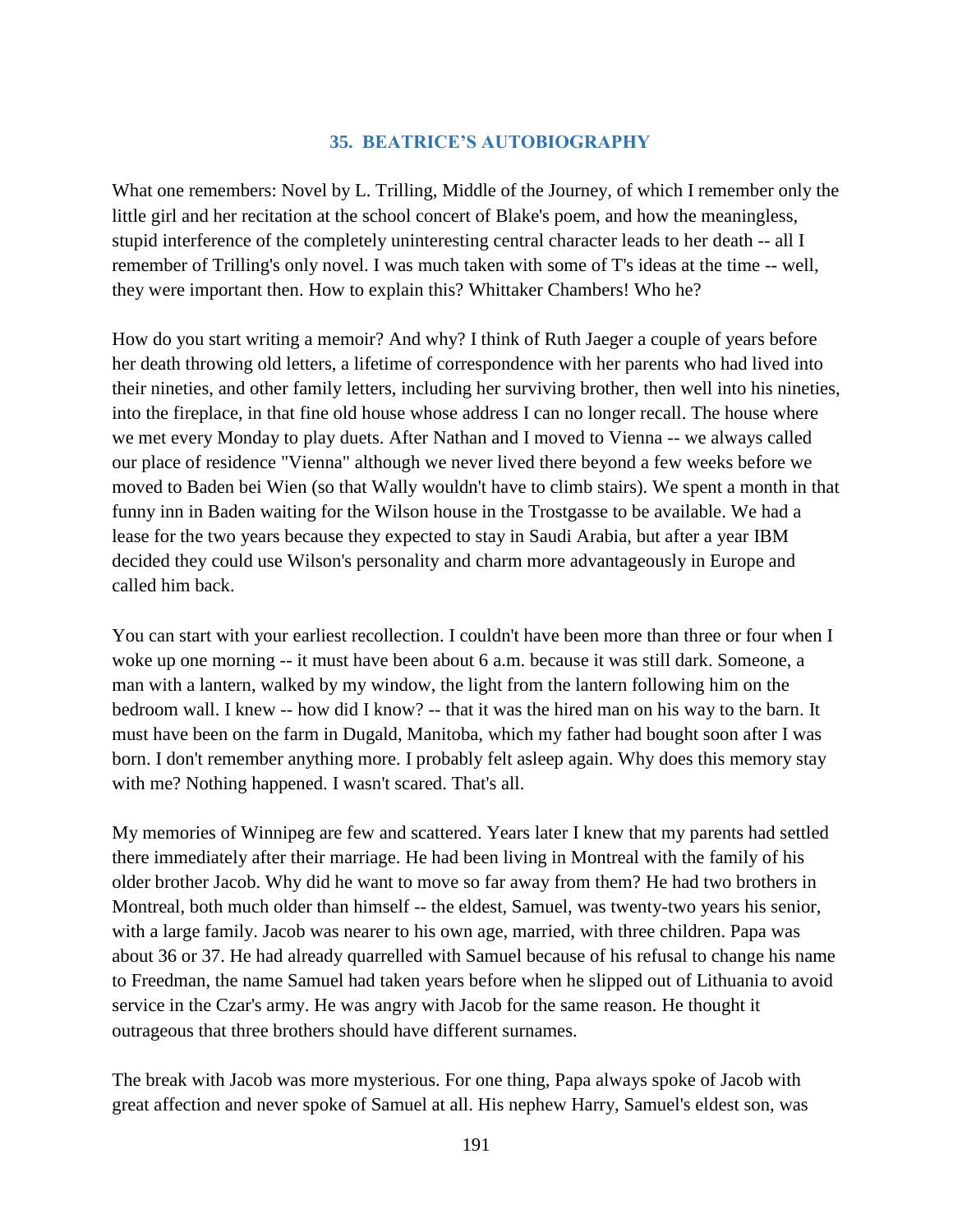## 35. BEATRICE'S AUTOBIOGRAPHY

What one remembers: Novel by L. Trilling, Middle of the Journey, of which I remember only the little girl and her recitation at the school concert of Blake's poem, and how the meaningless, stupid interference of the completely uninteresting central character leads to her death -- all I remember of Trilling's only novel. I was much taken with some of T's ideas at the time -- well, they were important then. How to explain this? Whittaker Chambers! Who he?

How do you start writing a memoir? And why? I think of Ruth Jaeger a couple of years before her death throwing old letters, a lifetime of correspondence with her parents who had lived into their nineties, and other family letters, including her surviving brother, then well into his nineties, into the fireplace, in that fine old house whose address I can no longer recall. The house where we met every Monday to play duets. After Nathan and I moved to Vienna -- we always called our place of residence "Vienna" although we never lived there beyond a few weeks before we moved to Baden bei Wien (so that Wally wouldn't have to climb stairs). We spent a month in that funny inn in Baden waiting for the Wilson house in the Trostgasse to be available. We had a lease for the two years because they expected to stay in Saudi Arabia, but after a year IBM decided they could use Wilson's personality and charm more advantageously in Europe and called him back.

You can start with your earliest recollection. I couldn't have been more than three or four when I woke up one morning -- it must have been about 6 a.m. because it was still dark. Someone, a man with a lantern, walked by my window, the light from the lantern following him on the bedroom wall. I knew -- how did I know? -- that it was the hired man on his way to the barn. It must have been on the farm in Dugald, Manitoba, which my father had bought soon after I was born. I don't remember anything more. I probably felt asleep again. Why does this memory stay with me? Nothing happened. I wasn't scared. That's all.

My memories of Winnipeg are few and scattered. Years later I knew that my parents had settled there immediately after their marriage. He had been living in Montreal with the family of his older brother Jacob. Why did he want to move so far away from them? He had two brothers in Montreal, both much older than himself -- the eldest, Samuel, was twenty-two years his senior, with a large family. Jacob was nearer to his own age, married, with three children. Papa was about 36 or 37. He had already quarrelled with Samuel because of his refusal to change his name to Freedman, the name Samuel had taken years before when he slipped out of Lithuania to avoid service in the Czar's army. He was angry with Jacob for the same reason. He thought it outrageous that three brothers should have different surnames.

The break with Jacob was more mysterious. For one thing, Papa always spoke of Jacob with great affection and never spoke of Samuel at all. His nephew Harry, Samuel's eldest son, was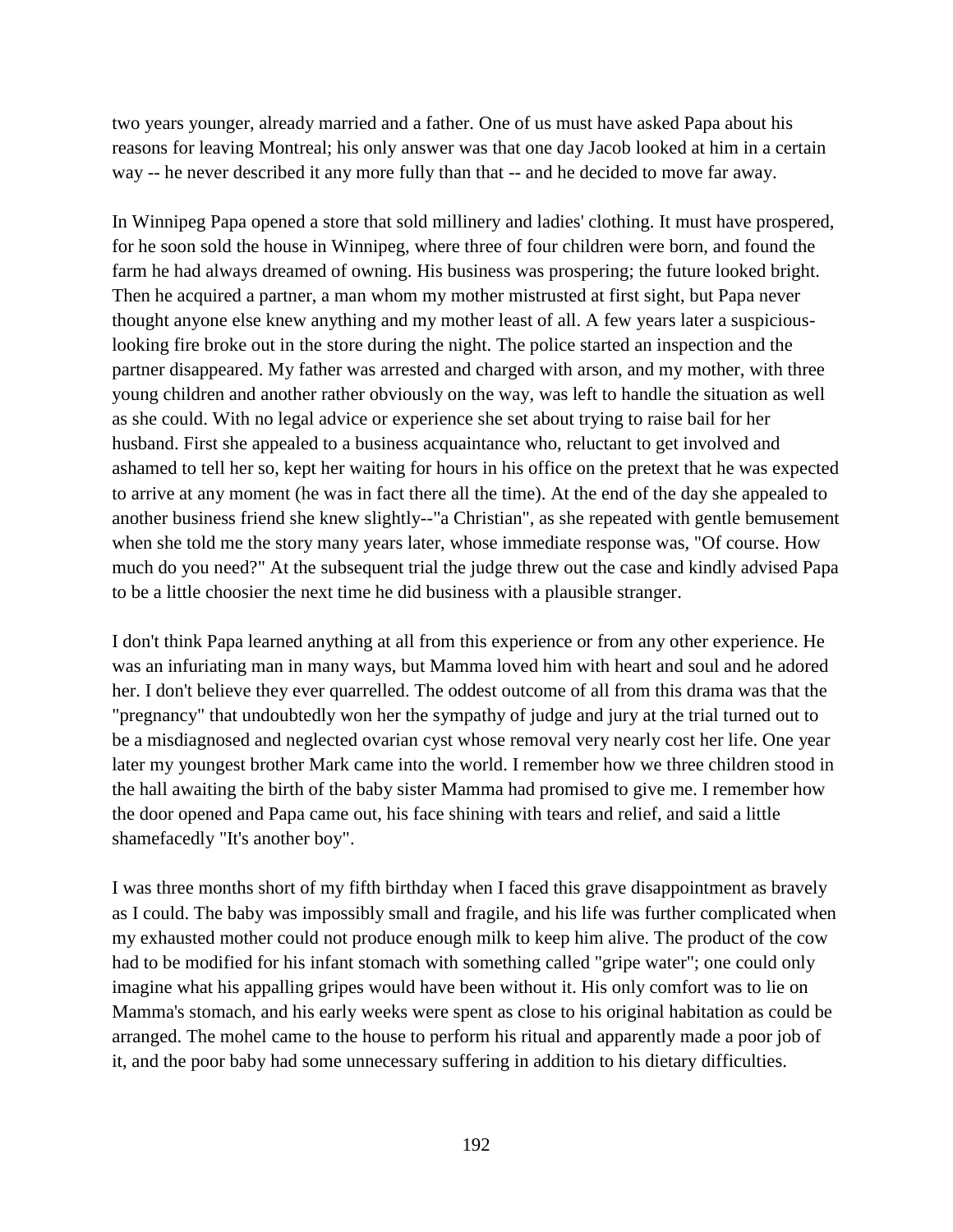two years younger, already married and a father. One of us must have asked Papa about his reasons for leaving Montreal; his only answer was that one day Jacob looked at him in a certain way -- he never described it any more fully than that -- and he decided to move far away.

In Winnipeg Papa opened a store that sold millinery and ladies' clothing. It must have prospered, for he soon sold the house in Winnipeg, where three of four children were born, and found the farm he had always dreamed of owning. His business was prospering; the future looked bright. Then he acquired a partner, a man whom my mother mistrusted at first sight, but Papa never thought anyone else knew anything and my mother least of all. A few years later a suspicious-looking fire broke out in the store during the night. The police started an inspection and the partner disappeared. My father was arrested and charged with arson, and my mother, with three young children and another rather obviously on the way, was left to handle the situation as well as she could. With no legal advice or experience she set about trying to raise bail for her husband. First she appealed to a business acquaintance who, reluctant to get involved and ashamed to tell her so, kept her waiting for hours in his office on the pretext that he was expected to arrive at any moment (he was in fact there all the time). At the end of the day she appealed to another business friend she knew slightly--"a Christian", as she repeated with gentle bemusement when she told me the story many years later, whose immediate response was, "Of course. How much do you need?" At the subsequent trial the judge threw out the case and kindly advised Papa to be a little choosier the next time he did business with a plausible stranger.

I don't think Papa learned anything at all from this experience or from any other experience. He was an infuriating man in many ways, but Mamma loved him with heart and soul and he adored her. I don't believe they ever quarrelled. The oddest outcome of all from this drama was that the "pregnancy" that undoubtedly won her the sympathy of judge and jury at the trial turned out to be a misdiagnosed and neglected ovarian cyst whose removal very nearly cost her life. One year later my youngest brother Mark came into the world. I remember how we three children stood in the hall awaiting the birth of the baby sister Mamma had promised to give me. I remember how the door opened and Papa came out, his face shining with tears and relief, and said a little shamefacedly "It's another boy".

I was three months short of my fifth birthday when I faced this grave disappointment as bravely as I could. The baby was impossibly small and fragile, and his life was further complicated when my exhausted mother could not produce enough milk to keep him alive. The product of the cow had to be modified for his infant stomach with something called "gripe water"; one could only imagine what his appalling gripes would have been without it. His only comfort was to lie on Mamma's stomach, and his early weeks were spent as close to his original habitation as could be arranged. The mohel came to the house to perform his ritual and apparently made a poor job of it, and the poor baby had some unnecessary suffering in addition to his dietary difficulties.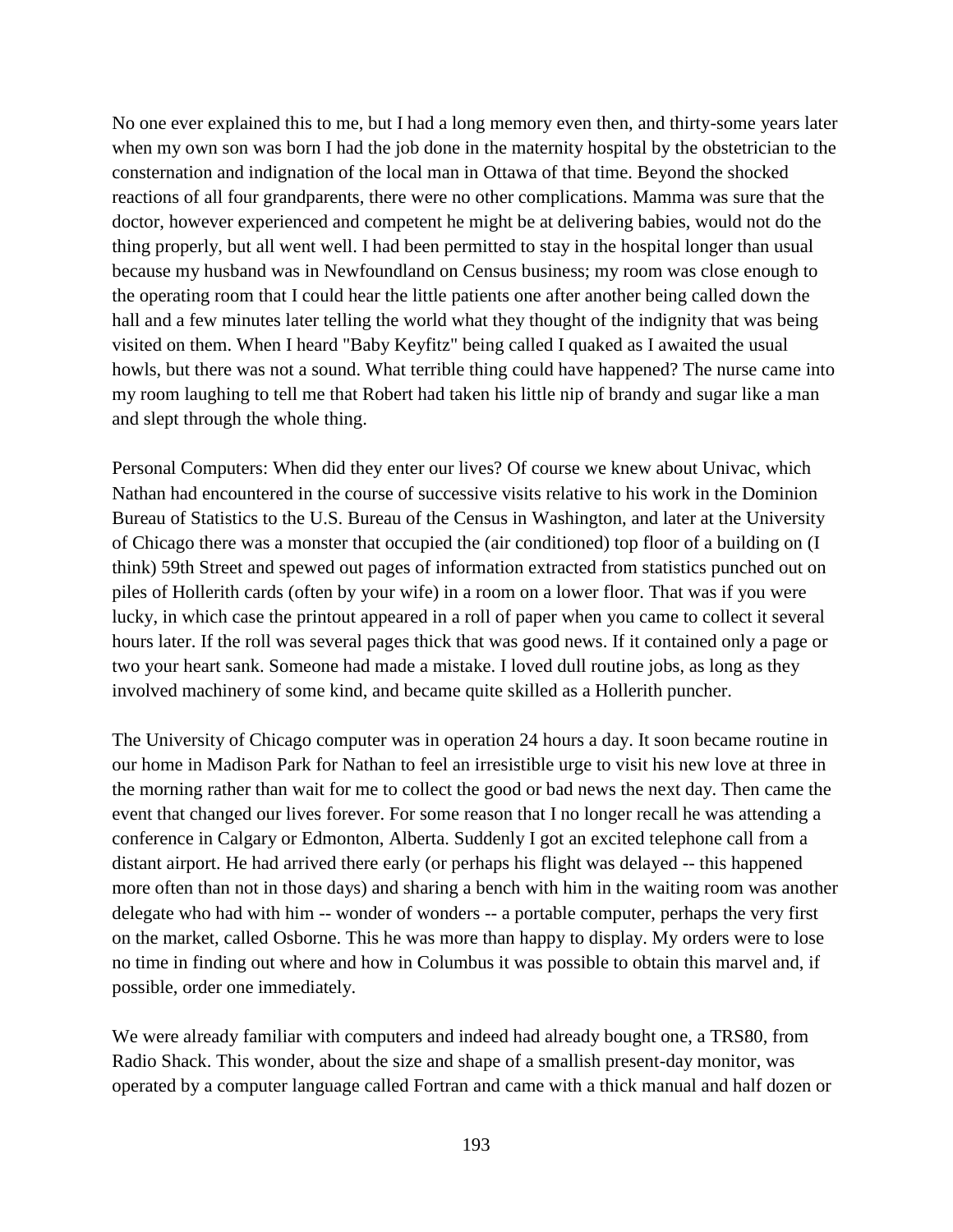No one ever explained this to me, but I had a long memory even then, and thirty-some years later when my own son was born I had the job done in the maternity hospital by the obstetrician to the consternation and indignation of the local man in Ottawa of that time. Beyond the shocked reactions of all four grandparents, there were no other complications. Mamma was sure that the doctor, however experienced and competent he might be at delivering babies, would not do the thing properly, but all went well. I had been permitted to stay in the hospital longer than usual because my husband was in Newfoundland on Census business; my room was close enough to the operating room that I could hear the little patients one after another being called down the hall and a few minutes later telling the world what they thought of the indignity that was being visited on them. When I heard "Baby Keyfitz" being called I quaked as I awaited the usual howls, but there was not a sound. What terrible thing could have happened? The nurse came into my room laughing to tell me that Robert had taken his little nip of brandy and sugar like a man and slept through the whole thing.

Personal Computers: When did they enter our lives? Of course we knew about Univac, which Nathan had encountered in the course of successive visits relative to his work in the Dominion Bureau of Statistics to the U.S. Bureau of the Census in Washington, and later at the University of Chicago there was a monster that occupied the (air conditioned) top floor of a building on (I think) 59th Street and spewed out pages of information extracted from statistics punched out on piles of Hollerith cards (often by your wife) in a room on a lower floor. That was if you were lucky, in which case the printout appeared in a roll of paper when you came to collect it several hours later. If the roll was several pages thick that was good news. If it contained only a page or two your heart sank. Someone had made a mistake. I loved dull routine jobs, as long as they involved machinery of some kind, and became quite skilled as a Hollerith puncher.

The University of Chicago computer was in operation 24 hours a day. It soon became routine in our home in Madison Park for Nathan to feel an irresistible urge to visit his new love at three in the morning rather than wait for me to collect the good or bad news the next day. Then came the event that changed our lives forever. For some reason that I no longer recall he was attending a conference in Calgary or Edmonton, Alberta. Suddenly I got an excited telephone call from a distant airport. He had arrived there early (or perhaps his flight was delayed -- this happened more often than not in those days) and sharing a bench with him in the waiting room was another delegate who had with him -- wonder of wonders -- a portable computer, perhaps the very first on the market, called Osborne. This he was more than happy to display. My orders were to lose no time in finding out where and how in Columbus it was possible to obtain this marvel and, if possible, order one immediately.

We were already familiar with computers and indeed had already bought one, a TRS80, from Radio Shack. This wonder, about the size and shape of a smallish present-day monitor, was operated by a computer language called Fortran and came with a thick manual and half dozen or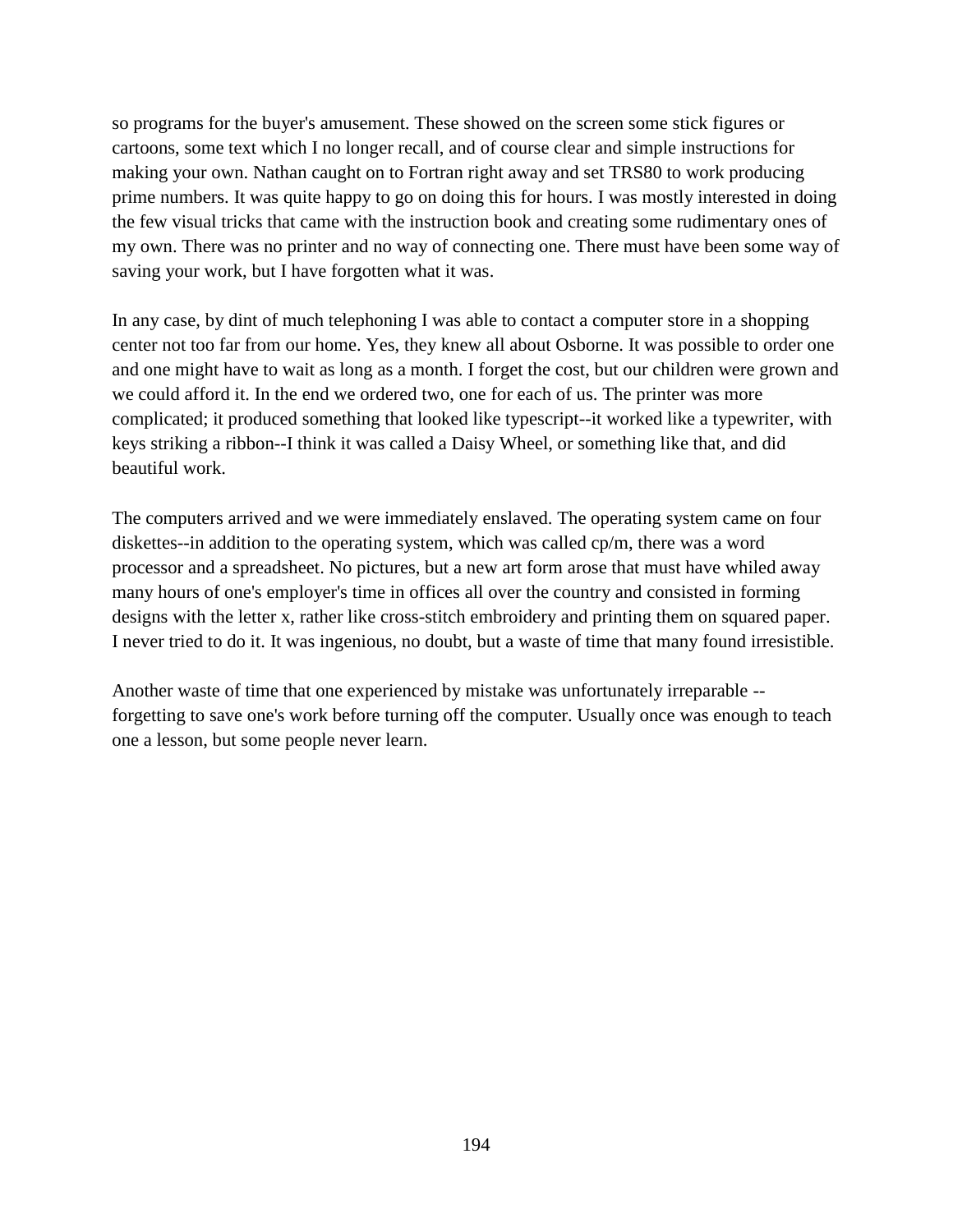so programs for the buyer's amusement. These showed on the screen some stick figures or cartoons, some text which I no longer recall, and of course clear and simple instructions for making your own. Nathan caught on to Fortran right away and set TRS80 to work producing prime numbers. It was quite happy to go on doing this for hours. I was mostly interested in doing the few visual tricks that came with the instruction book and creating some rudimentary ones of my own. There was no printer and no way of connecting one. There must have been some way of saving your work, but I have forgotten what it was.

In any case, by dint of much telephoning I was able to contact a computer store in a shopping center not too far from our home. Yes, they knew all about Osborne. It was possible to order one and one might have to wait as long as a month. I forget the cost, but our children were grown and we could afford it. In the end we ordered two, one for each of us. The printer was more complicated; it produced something that looked like typescript--it worked like a typewriter, with keys striking a ribbon--I think it was called a Daisy Wheel, or something like that, and did beautiful work.

The computers arrived and we were immediately enslaved. The operating system came on four diskettes--in addition to the operating system, which was called cp/m, there was a word processor and a spreadsheet. No pictures, but a new art form arose that must have whiled away many hours of one's employer's time in offices all over the country and consisted in forming designs with the letter x, rather like cross-stitch embroidery and printing them on squared paper. I never tried to do it. It was ingenious, no doubt, but a waste of time that many found irresistible.

Another waste of time that one experienced by mistake was unfortunately irreparable -- forgetting to save one's work before turning off the computer. Usually once was enough to teach one a lesson, but some people never learn.